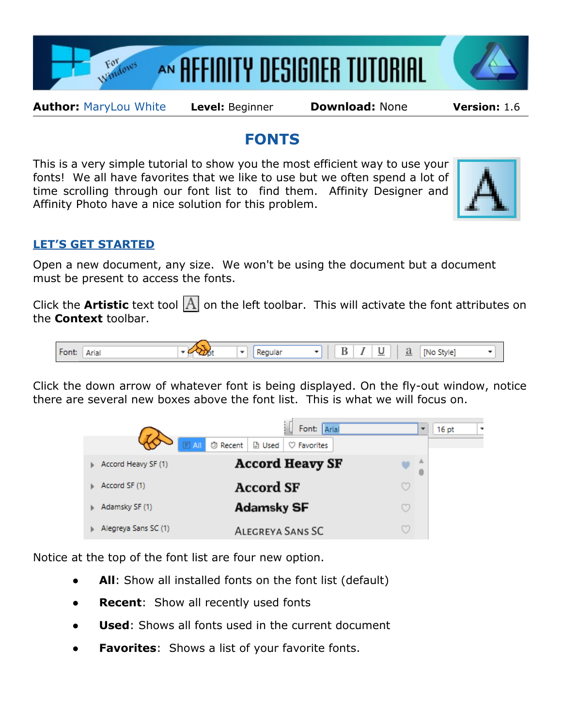# AN AFFINITY DESIGNER TUTORIAL

**Author:** MaryLou White **Level:** Beginner **Download:** None **Version:** 1.6

## FONTS

This is a very simple tutorial to show you the most efficient way to use your fonts! We all have favorites that we like to use but we often spend a lot of time scrolling through our font list to find them. Affinity Designer and Affinity Photo have a nice solution for this problem.

### LET'S GET STARTED

Open a new document, any size. We won't be using the document but a document must be present to access the fonts.

Click the **Artistic** text tool on the left toolbar. This will activate the font attributes on the **Context** toolbar.

Click the down arrow of whatever font is being displayed. On the fly-out window, notice there are several new boxes above the font list. This is what we will focus on.

Notice at the top of the font list are four new option.

- **All**: Show all installed fonts on the font list (default)
- **Recent**: Show all recently used fonts
- **Used**: Shows all fonts used in the current document
- **Favorites**: Shows a list of your favorite fonts.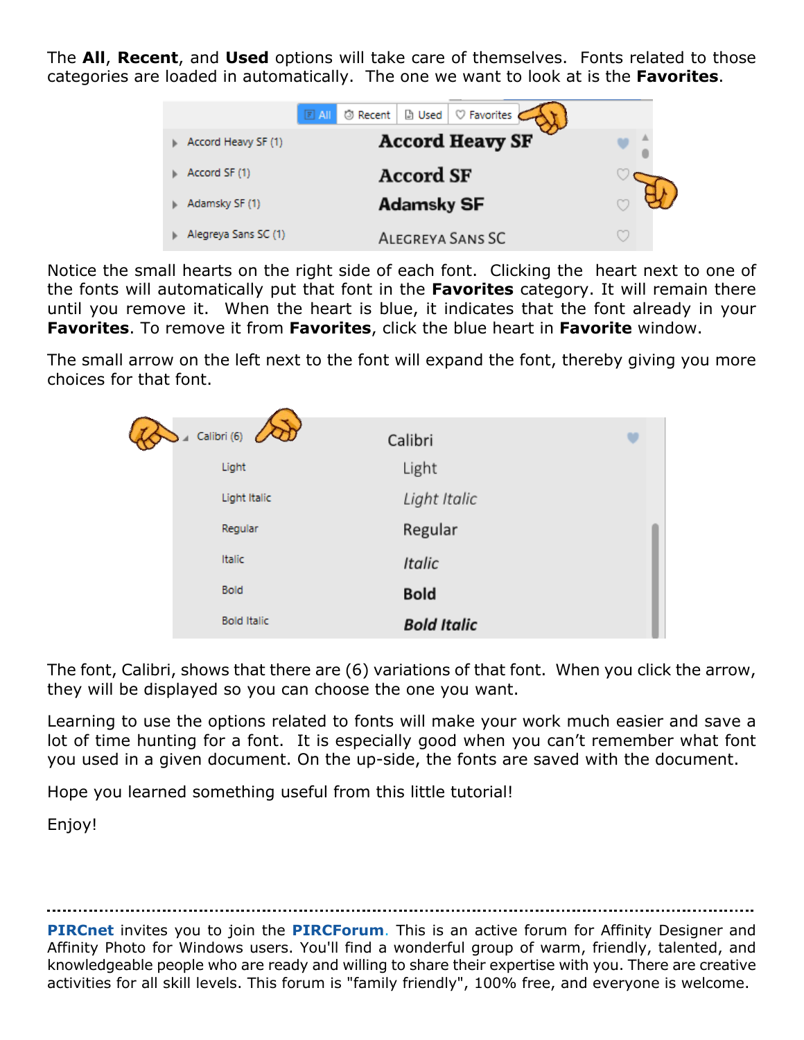The **All**, **Recent**, and **Used** options will take care of themselves. Fonts related to those categories are loaded in automatically. The one we want to look at is the **Favorites**.

Notice the small hearts on the right side of each font. Clicking the heart next to one of the fonts will automatically put that font in the **Favorites** category. It will remain there until you remove it. When the heart is blue, it indicates that the font already in your **Favorites**. To remove it from **Favorites**, click the blue heart in **Favorite** window.

The small arrow on the left next to the font will expand the font, thereby giving you more choices for that font.

The font, Calibri, shows that there are (6) variations of that font. When you click the arrow, they will be displayed so you can choose the one you want.

Learning to use the options related to fonts will make your work much easier and save a lot of time hunting for a font. It is especially good when you can't remember what font you used in a given document. On the up-side, the fonts are saved with the document.

Hope you learned something useful from this little tutorial!

Enjoy!

---

**PIRCnet** invites you to join the **PIRCForum**. This is an active forum for Affinity Designer and Affinity Photo for Windows users. You'll find a wonderful group of warm, friendly, talented, and knowledgeable people who are ready and willing to share their expertise with you. There are creative activities for all skill levels. This forum is "family friendly", 100% free, and everyone is welcome.